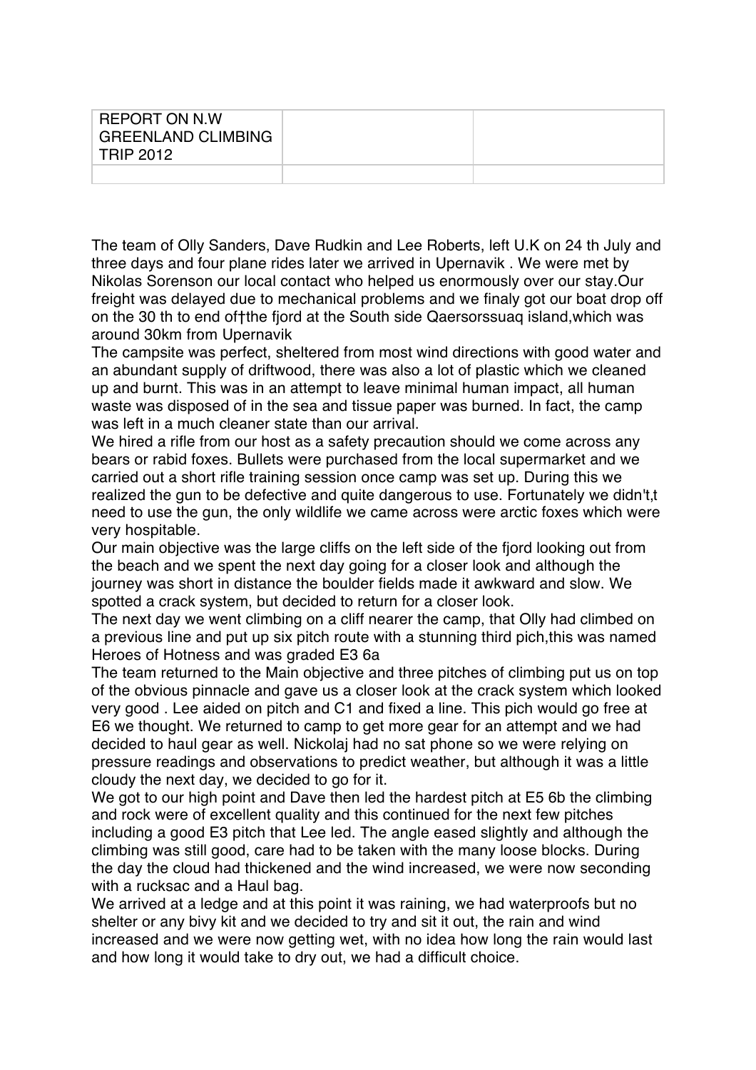| REPORT ON N.W GREENLAND CLIMBING TRIP 2012 | | |
|---|---|---|
| | | |

The team of Olly Sanders, Dave Rudkin and Lee Roberts, left U.K on 24 th July and three days and four plane rides later we arrived in Upernavik . We were met by Nikolas Sorenson our local contact who helped us enormously over our stay.Our freight was delayed due to mechanical problems and we finaly got our boat drop off on the 30 th to end of†the fjord at the South side Qaersorssuaq island,which was around 30km from Upernavik

The campsite was perfect, sheltered from most wind directions with good water and an abundant supply of driftwood, there was also a lot of plastic which we cleaned up and burnt. This was in an attempt to leave minimal human impact, all human waste was disposed of in the sea and tissue paper was burned. In fact, the camp was left in a much cleaner state than our arrival.

We hired a rifle from our host as a safety precaution should we come across any bears or rabid foxes. Bullets were purchased from the local supermarket and we carried out a short rifle training session once camp was set up. During this we realized the gun to be defective and quite dangerous to use. Fortunately we didn't,t need to use the gun, the only wildlife we came across were arctic foxes which were very hospitable.

Our main objective was the large cliffs on the left side of the fjord looking out from the beach and we spent the next day going for a closer look and although the journey was short in distance the boulder fields made it awkward and slow. We spotted a crack system, but decided to return for a closer look.

The next day we went climbing on a cliff nearer the camp, that Olly had climbed on a previous line and put up six pitch route with a stunning third pich,this was named Heroes of Hotness and was graded E3 6a

The team returned to the Main objective and three pitches of climbing put us on top of the obvious pinnacle and gave us a closer look at the crack system which looked very good . Lee aided on pitch and C1 and fixed a line. This pich would go free at E6 we thought. We returned to camp to get more gear for an attempt and we had decided to haul gear as well. Nickolaj had no sat phone so we were relying on pressure readings and observations to predict weather, but although it was a little cloudy the next day, we decided to go for it.

We got to our high point and Dave then led the hardest pitch at E5 6b the climbing and rock were of excellent quality and this continued for the next few pitches including a good E3 pitch that Lee led. The angle eased slightly and although the climbing was still good, care had to be taken with the many loose blocks. During the day the cloud had thickened and the wind increased, we were now seconding with a rucksac and a Haul bag.

We arrived at a ledge and at this point it was raining, we had waterproofs but no shelter or any bivy kit and we decided to try and sit it out, the rain and wind increased and we were now getting wet, with no idea how long the rain would last and how long it would take to dry out, we had a difficult choice.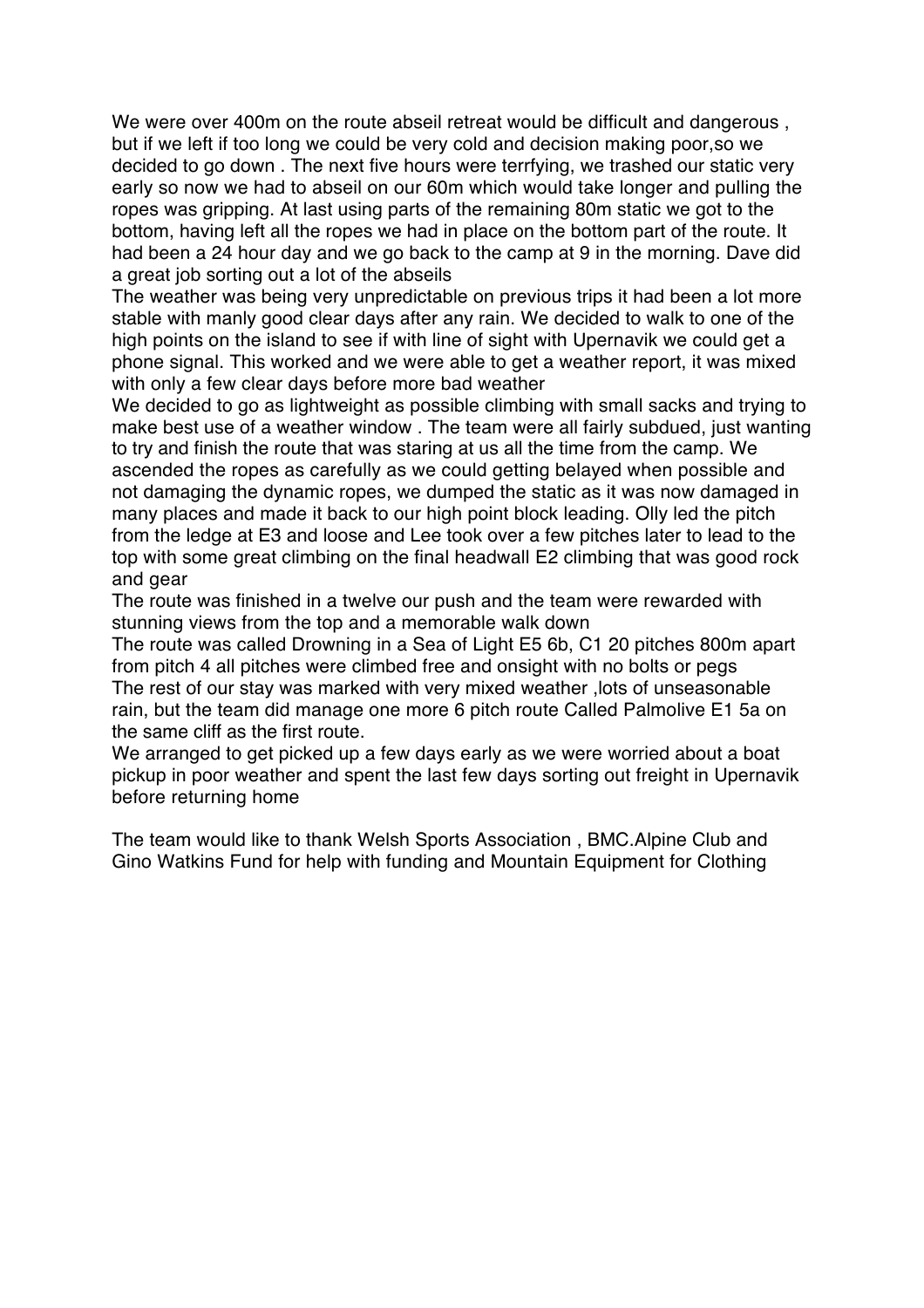We were over 400m on the route abseil retreat would be difficult and dangerous , but if we left if too long we could be very cold and decision making poor,so we decided to go down . The next five hours were terrfying, we trashed our static very early so now we had to abseil on our 60m which would take longer and pulling the ropes was gripping. At last using parts of the remaining 80m static we got to the bottom, having left all the ropes we had in place on the bottom part of the route. It had been a 24 hour day and we go back to the camp at 9 in the morning. Dave did a great job sorting out a lot of the abseils

The weather was being very unpredictable on previous trips it had been a lot more stable with manly good clear days after any rain. We decided to walk to one of the high points on the island to see if with line of sight with Upernavik we could get a phone signal. This worked and we were able to get a weather report, it was mixed with only a few clear days before more bad weather

We decided to go as lightweight as possible climbing with small sacks and trying to make best use of a weather window . The team were all fairly subdued, just wanting to try and finish the route that was staring at us all the time from the camp. We ascended the ropes as carefully as we could getting belayed when possible and not damaging the dynamic ropes, we dumped the static as it was now damaged in many places and made it back to our high point block leading. Olly led the pitch from the ledge at E3 and loose and Lee took over a few pitches later to lead to the top with some great climbing on the final headwall E2 climbing that was good rock and gear

The route was finished in a twelve our push and the team were rewarded with stunning views from the top and a memorable walk down

The route was called Drowning in a Sea of Light E5 6b, C1 20 pitches 800m apart from pitch 4 all pitches were climbed free and onsight with no bolts or pegs

The rest of our stay was marked with very mixed weather ,lots of unseasonable rain, but the team did manage one more 6 pitch route Called Palmolive E1 5a on the same cliff as the first route.

We arranged to get picked up a few days early as we were worried about a boat pickup in poor weather and spent the last few days sorting out freight in Upernavik before returning home

The team would like to thank Welsh Sports Association , BMC.Alpine Club and Gino Watkins Fund for help with funding and Mountain Equipment for Clothing